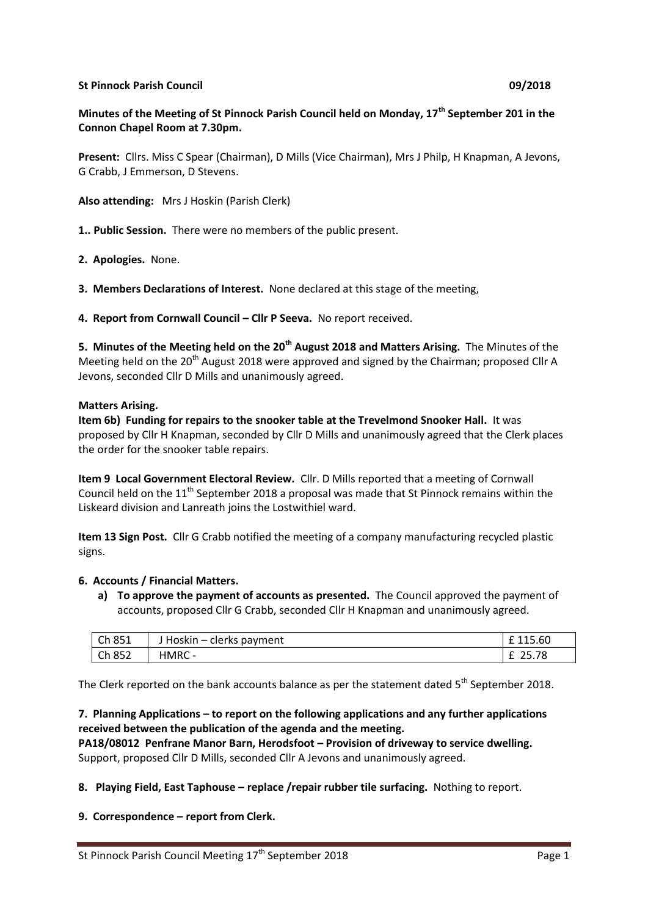**St Pinnock Parish Council 09/2018**

**Minutes of the Meeting of St Pinnock Parish Council held on Monday, 17th September 201 in the Connon Chapel Room at 7.30pm.**

**Present:** Cllrs. Miss C Spear (Chairman), D Mills (Vice Chairman), Mrs J Philp, H Knapman, A Jevons, G Crabb, J Emmerson, D Stevens.

**Also attending:** Mrs J Hoskin (Parish Clerk)

**1.. Public Session.** There were no members of the public present.

**2. Apologies.** None.

**3. Members Declarations of Interest.** None declared at this stage of the meeting,

**4. Report from Cornwall Council – Cllr P Seeva.** No report received.

**5. Minutes of the Meeting held on the 20th August 2018 and Matters Arising.** The Minutes of the Meeting held on the 20th August 2018 were approved and signed by the Chairman; proposed Cllr A Jevons, seconded Cllr D Mills and unanimously agreed.

**Matters Arising.**

**Item 6b) Funding for repairs to the snooker table at the Trevelmond Snooker Hall.** It was proposed by Cllr H Knapman, seconded by Cllr D Mills and unanimously agreed that the Clerk places the order for the snooker table repairs.

**Item 9 Local Government Electoral Review.** Cllr. D Mills reported that a meeting of Cornwall Council held on the 11th September 2018 a proposal was made that St Pinnock remains within the Liskeard division and Lanreath joins the Lostwithiel ward.

**Item 13 Sign Post.** Cllr G Crabb notified the meeting of a company manufacturing recycled plastic signs.

**6. Accounts / Financial Matters.**

a) **To approve the payment of accounts as presented.** The Council approved the payment of accounts, proposed Cllr G Crabb, seconded Cllr H Knapman and unanimously agreed.

| Ch 851 | J Hoskin – clerks payment | £ 115.60 |
|---|---|---|
| Ch 852 | HMRC - | £ 25.78 |

The Clerk reported on the bank accounts balance as per the statement dated 5th September 2018.

**7. Planning Applications – to report on the following applications and any further applications received between the publication of the agenda and the meeting.**

**PA18/08012 Penfrane Manor Barn, Herodsfoot – Provision of driveway to service dwelling.**
Support, proposed Cllr D Mills, seconded Cllr A Jevons and unanimously agreed.

**8. Playing Field, East Taphouse – replace /repair rubber tile surfacing.** Nothing to report.

**9. Correspondence – report from Clerk.**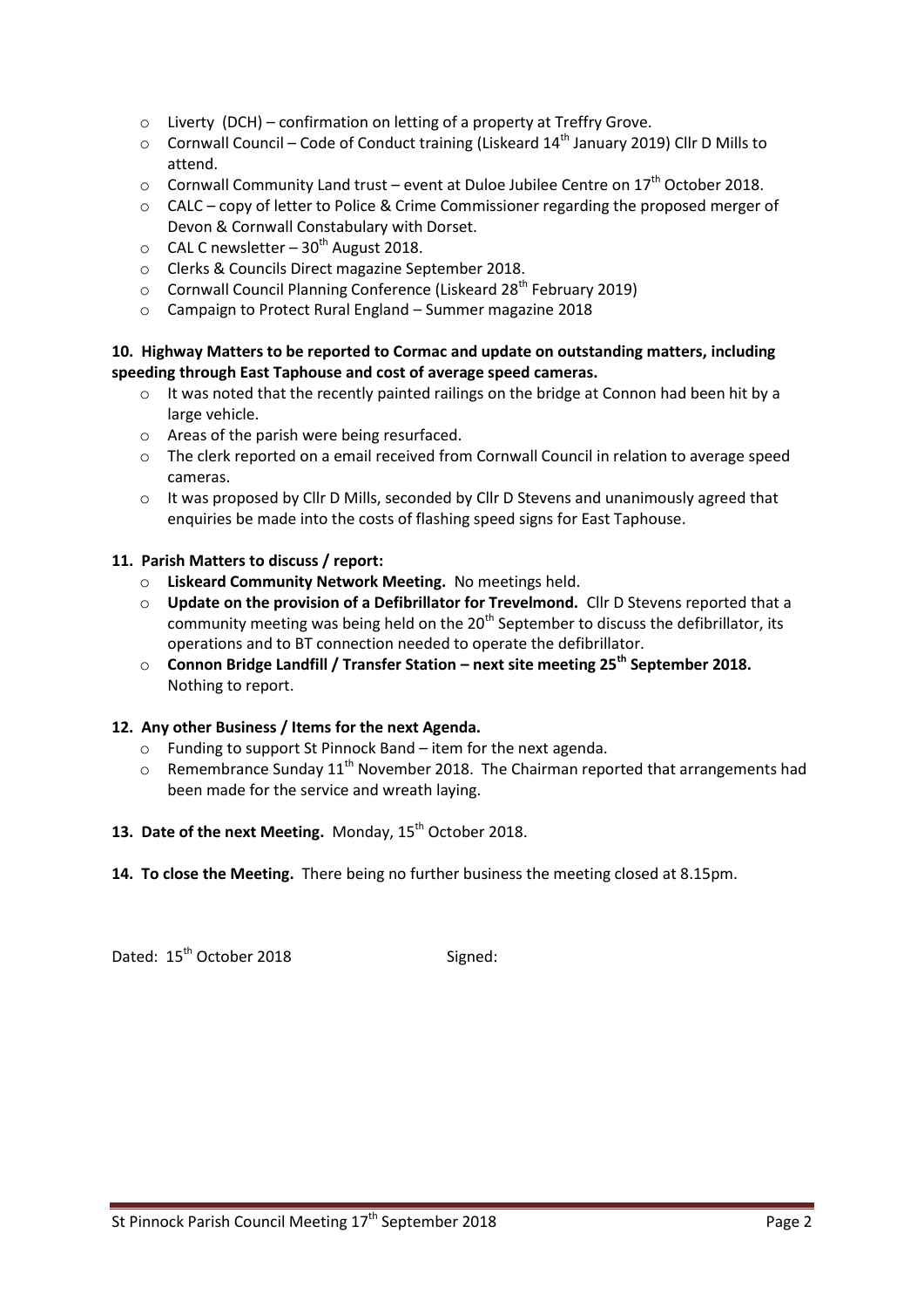- Liverty (DCH) – confirmation on letting of a property at Treffry Grove.
- Cornwall Council – Code of Conduct training (Liskeard 14th January 2019) Cllr D Mills to attend.
- Cornwall Community Land trust – event at Duloe Jubilee Centre on 17th October 2018.
- CALC – copy of letter to Police & Crime Commissioner regarding the proposed merger of Devon & Cornwall Constabulary with Dorset.
- CAL C newsletter – 30th August 2018.
- Clerks & Councils Direct magazine September 2018.
- Cornwall Council Planning Conference (Liskeard 28th February 2019)
- Campaign to Protect Rural England – Summer magazine 2018

**10. Highway Matters to be reported to Cormac and update on outstanding matters, including speeding through East Taphouse and cost of average speed cameras.**

- It was noted that the recently painted railings on the bridge at Connon had been hit by a large vehicle.
- Areas of the parish were being resurfaced.
- The clerk reported on a email received from Cornwall Council in relation to average speed cameras.
- It was proposed by Cllr D Mills, seconded by Cllr D Stevens and unanimously agreed that enquiries be made into the costs of flashing speed signs for East Taphouse.

**11. Parish Matters to discuss / report:**

- **Liskeard Community Network Meeting.** No meetings held.
- **Update on the provision of a Defibrillator for Trevelmond.** Cllr D Stevens reported that a community meeting was being held on the 20th September to discuss the defibrillator, its operations and to BT connection needed to operate the defibrillator.
- **Connon Bridge Landfill / Transfer Station – next site meeting 25th September 2018.** Nothing to report.

**12. Any other Business / Items for the next Agenda.**

- Funding to support St Pinnock Band – item for the next agenda.
- Remembrance Sunday 11th November 2018. The Chairman reported that arrangements had been made for the service and wreath laying.

**13. Date of the next Meeting.** Monday, 15th October 2018.

**14. To close the Meeting.** There being no further business the meeting closed at 8.15pm.

Dated: 15th October 2018 Signed: